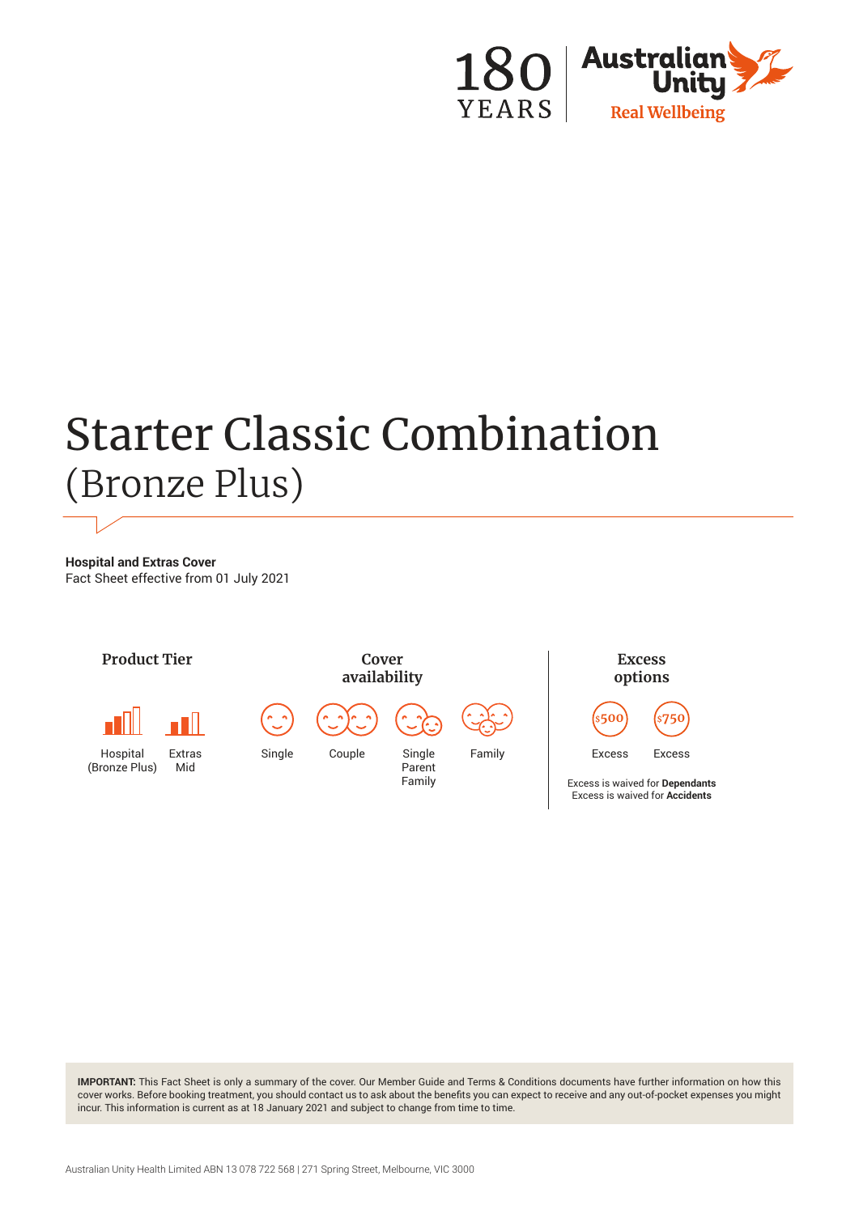# Starter Classic Combination
## (Bronze Plus)

**Hospital and Extras Cover**
Fact Sheet effective from 01 July 2021

### Product Tier

Hospital (Bronze Plus)

Extras Mid

### Cover availability

Single

Couple

Single Parent Family

Family

### Excess options

$500 Excess

$750 Excess

Excess is waived for **Dependants**
Excess is waived for **Accidents**

**IMPORTANT:** This Fact Sheet is only a summary of the cover. Our Member Guide and Terms & Conditions documents have further information on how this cover works. Before booking treatment, you should contact us to ask about the benefits you can expect to receive and any out-of-pocket expenses you might incur. This information is current as at 18 January 2021 and subject to change from time to time.

Australian Unity Health Limited ABN 13 078 722 568 | 271 Spring Street, Melbourne, VIC 3000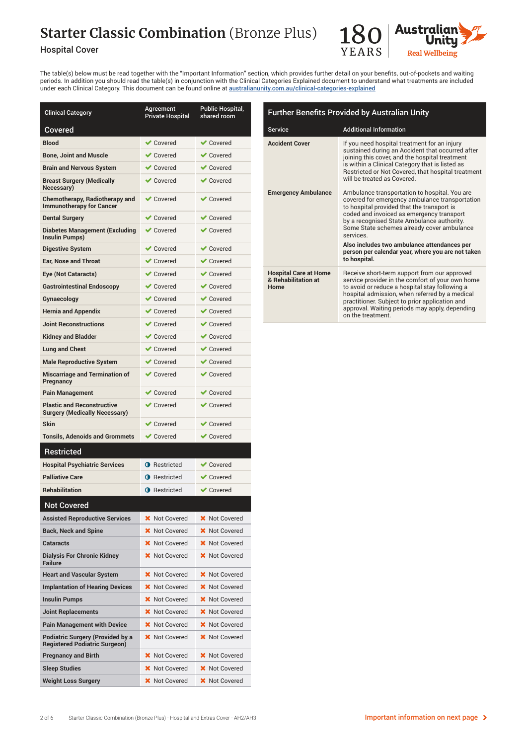# Starter Classic Combination (Bronze Plus)

Hospital Cover

180 YEARS | Australian Unity Real Wellbeing

The table(s) below must be read together with the "Important Information" section, which provides further detail on your benefits, out-of-pockets and waiting periods. In addition you should read the table(s) in conjunction with the Clinical Categories Explained document to understand what treatments are included under each Clinical Category. This document can be found online at australianunity.com.au/clinical-categories-explained

| Clinical Category | Agreement Private Hospital | Public Hospital, shared room |
|---|---|---|
| **Covered** | | |
| Blood | ✔ Covered | ✔ Covered |
| Bone, Joint and Muscle | ✔ Covered | ✔ Covered |
| Brain and Nervous System | ✔ Covered | ✔ Covered |
| Breast Surgery (Medically Necessary) | ✔ Covered | ✔ Covered |
| Chemotherapy, Radiotherapy and Immunotherapy for Cancer | ✔ Covered | ✔ Covered |
| Dental Surgery | ✔ Covered | ✔ Covered |
| Diabetes Management (Excluding Insulin Pumps) | ✔ Covered | ✔ Covered |
| Digestive System | ✔ Covered | ✔ Covered |
| Ear, Nose and Throat | ✔ Covered | ✔ Covered |
| Eye (Not Cataracts) | ✔ Covered | ✔ Covered |
| Gastrointestinal Endoscopy | ✔ Covered | ✔ Covered |
| Gynaecology | ✔ Covered | ✔ Covered |
| Hernia and Appendix | ✔ Covered | ✔ Covered |
| Joint Reconstructions | ✔ Covered | ✔ Covered |
| Kidney and Bladder | ✔ Covered | ✔ Covered |
| Lung and Chest | ✔ Covered | ✔ Covered |
| Male Reproductive System | ✔ Covered | ✔ Covered |
| Miscarriage and Termination of Pregnancy | ✔ Covered | ✔ Covered |
| Pain Management | ✔ Covered | ✔ Covered |
| Plastic and Reconstructive Surgery (Medically Necessary) | ✔ Covered | ✔ Covered |
| Skin | ✔ Covered | ✔ Covered |
| Tonsils, Adenoids and Grommets | ✔ Covered | ✔ Covered |
| **Restricted** | | |
| Hospital Psychiatric Services | ◑ Restricted | ✔ Covered |
| Palliative Care | ◑ Restricted | ✔ Covered |
| Rehabilitation | ◑ Restricted | ✔ Covered |
| **Not Covered** | | |
| Assisted Reproductive Services | ✖ Not Covered | ✖ Not Covered |
| Back, Neck and Spine | ✖ Not Covered | ✖ Not Covered |
| Cataracts | ✖ Not Covered | ✖ Not Covered |
| Dialysis For Chronic Kidney Failure | ✖ Not Covered | ✖ Not Covered |
| Heart and Vascular System | ✖ Not Covered | ✖ Not Covered |
| Implantation of Hearing Devices | ✖ Not Covered | ✖ Not Covered |
| Insulin Pumps | ✖ Not Covered | ✖ Not Covered |
| Joint Replacements | ✖ Not Covered | ✖ Not Covered |
| Pain Management with Device | ✖ Not Covered | ✖ Not Covered |
| Podiatric Surgery (Provided by a Registered Podiatric Surgeon) | ✖ Not Covered | ✖ Not Covered |
| Pregnancy and Birth | ✖ Not Covered | ✖ Not Covered |
| Sleep Studies | ✖ Not Covered | ✖ Not Covered |
| Weight Loss Surgery | ✖ Not Covered | ✖ Not Covered |

## Further Benefits Provided by Australian Unity

| Service | Additional Information |
|---|---|
| **Accident Cover** | If you need hospital treatment for an injury sustained during an Accident that occurred after joining this cover, and the hospital treatment is within a Clinical Category that is listed as Restricted or Not Covered, that hospital treatment will be treated as Covered. |
| **Emergency Ambulance** | Ambulance transportation to hospital. You are covered for emergency ambulance transportation to hospital provided that the transport is coded and invoiced as emergency transport by a recognised State Ambulance authority. Some State schemes already cover ambulance services. **Also includes two ambulance attendances per person per calendar year, where you are not taken to hospital.** |
| **Hospital Care at Home & Rehabilitation at Home** | Receive short-term support from our approved service provider in the comfort of your own home to avoid or reduce a hospital stay following a hospital admission, when referred by a medical practitioner. Subject to prior application and approval. Waiting periods may apply, depending on the treatment. |

Important information on next page ›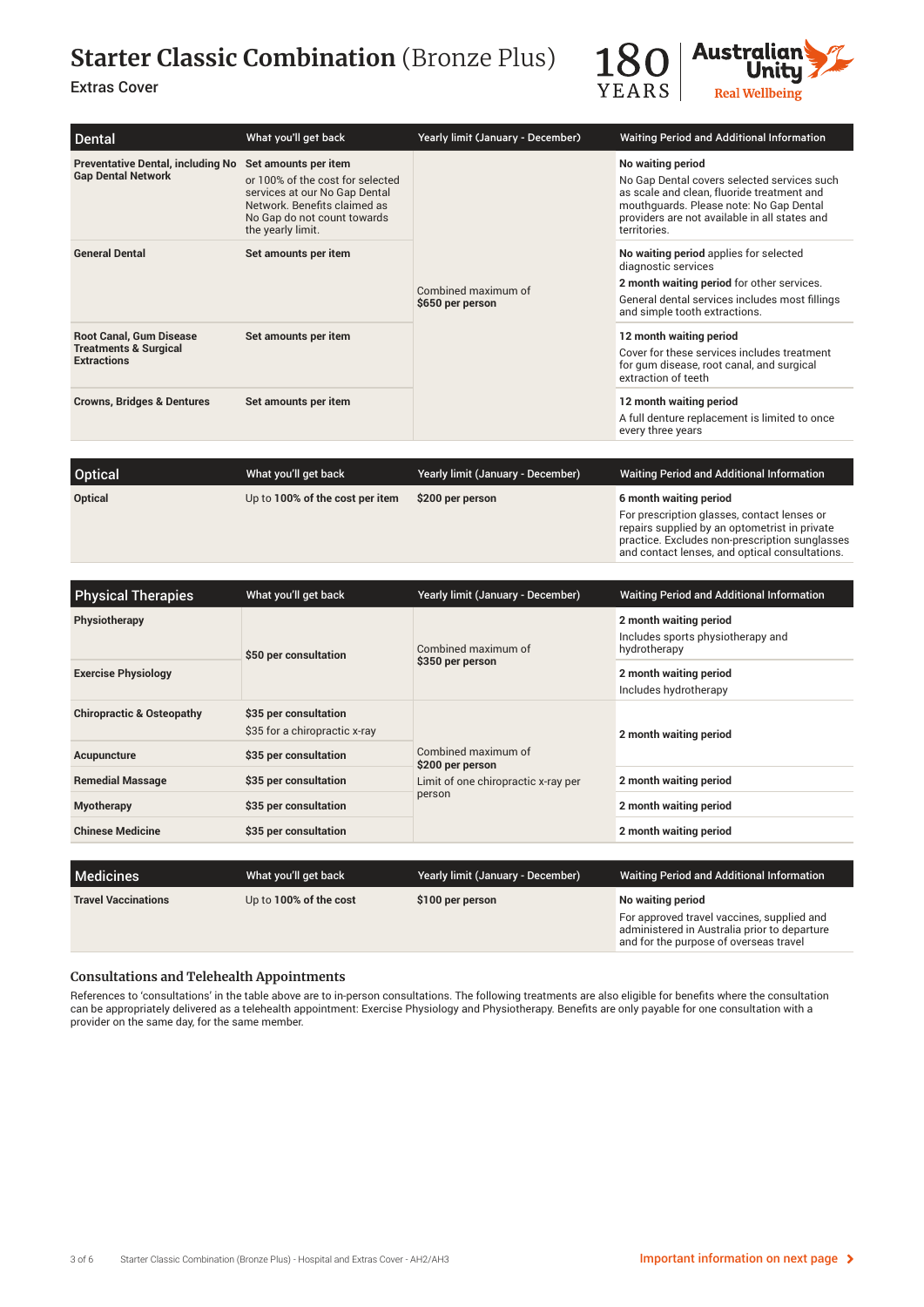# Starter Classic Combination (Bronze Plus)

Extras Cover

| Dental | What you'll get back | Yearly limit (January - December) | Waiting Period and Additional Information |
|---|---|---|---|
| **Preventative Dental, including No Gap Dental Network** | **Set amounts per item** or 100% of the cost for selected services at our No Gap Dental Network. Benefits claimed as No Gap do not count towards the yearly limit. | Combined maximum of **$650 per person** | **No waiting period** No Gap Dental covers selected services such as scale and clean, fluoride treatment and mouthguards. Please note: No Gap Dental providers are not available in all states and territories. |
| **General Dental** | **Set amounts per item** | | **No waiting period** applies for selected diagnostic services. **2 month waiting period** for other services. General dental services includes most fillings and simple tooth extractions. |
| **Root Canal, Gum Disease Treatments & Surgical Extractions** | **Set amounts per item** | | **12 month waiting period** Cover for these services includes treatment for gum disease, root canal, and surgical extraction of teeth |
| **Crowns, Bridges & Dentures** | **Set amounts per item** | | **12 month waiting period** A full denture replacement is limited to once every three years |

| Optical | What you'll get back | Yearly limit (January - December) | Waiting Period and Additional Information |
|---|---|---|---|
| **Optical** | Up to **100% of the cost per item** | **$200 per person** | **6 month waiting period** For prescription glasses, contact lenses or repairs supplied by an optometrist in private practice. Excludes non-prescription sunglasses and contact lenses, and optical consultations. |

| Physical Therapies | What you'll get back | Yearly limit (January - December) | Waiting Period and Additional Information |
|---|---|---|---|
| **Physiotherapy** | **$50 per consultation** | Combined maximum of **$350 per person** | **2 month waiting period** Includes sports physiotherapy and hydrotherapy |
| **Exercise Physiology** | | | **2 month waiting period** Includes hydrotherapy |
| **Chiropractic & Osteopathy** | **$35 per consultation** $35 for a chiropractic x-ray | Combined maximum of **$200 per person** Limit of one chiropractic x-ray per person | **2 month waiting period** |
| **Acupuncture** | **$35 per consultation** | | |
| **Remedial Massage** | **$35 per consultation** | | **2 month waiting period** |
| **Myotherapy** | **$35 per consultation** | | **2 month waiting period** |
| **Chinese Medicine** | **$35 per consultation** | | **2 month waiting period** |

| Medicines | What you'll get back | Yearly limit (January - December) | Waiting Period and Additional Information |
|---|---|---|---|
| **Travel Vaccinations** | Up to **100% of the cost** | **$100 per person** | **No waiting period** For approved travel vaccines, supplied and administered in Australia prior to departure and for the purpose of overseas travel |

### Consultations and Telehealth Appointments

References to 'consultations' in the table above are to in-person consultations. The following treatments are also eligible for benefits where the consultation can be appropriately delivered as a telehealth appointment: Exercise Physiology and Physiotherapy. Benefits are only payable for one consultation with a provider on the same day, for the same member.

Important information on next page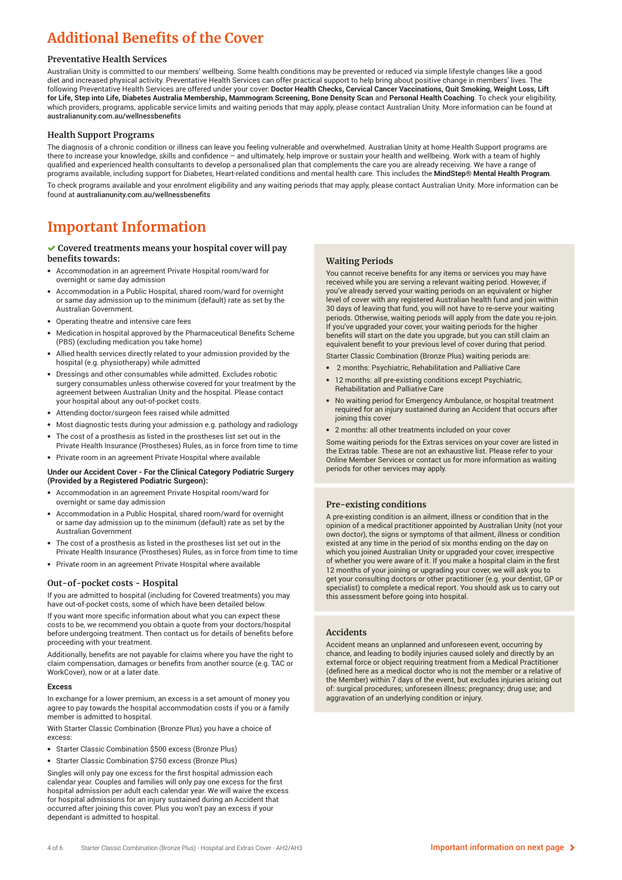# Additional Benefits of the Cover

### Preventative Health Services

Australian Unity is committed to our members' wellbeing. Some health conditions may be prevented or reduced via simple lifestyle changes like a good diet and increased physical activity. Preventative Health Services can offer practical support to help bring about positive change in members' lives. The following Preventative Health Services are offered under your cover: **Doctor Health Checks, Cervical Cancer Vaccinations, Quit Smoking, Weight Loss, Lift for Life, Step into Life, Diabetes Australia Membership, Mammogram Screening, Bone Density Scan** and **Personal Health Coaching**. To check your eligibility, which providers, programs, applicable service limits and waiting periods that may apply, please contact Australian Unity. More information can be found at australianunity.com.au/wellnessbenefits

### Health Support Programs

The diagnosis of a chronic condition or illness can leave you feeling vulnerable and overwhelmed. Australian Unity at home Health Support programs are there to increase your knowledge, skills and confidence – and ultimately, help improve or sustain your health and wellbeing. Work with a team of highly qualified and experienced health consultants to develop a personalised plan that complements the care you are already receiving. We have a range of programs available, including support for Diabetes, Heart-related conditions and mental health care. This includes the **MindStep® Mental Health Program**.

To check programs available and your enrolment eligibility and any waiting periods that may apply, please contact Australian Unity. More information can be found at australianunity.com.au/wellnessbenefits

# Important Information

### ✔ Covered treatments means your hospital cover will pay benefits towards:

- Accommodation in an agreement Private Hospital room/ward for overnight or same day admission
- Accommodation in a Public Hospital, shared room/ward for overnight or same day admission up to the minimum (default) rate as set by the Australian Government.
- Operating theatre and intensive care fees
- Medication in hospital approved by the Pharmaceutical Benefits Scheme (PBS) (excluding medication you take home)
- Allied health services directly related to your admission provided by the hospital (e.g. physiotherapy) while admitted
- Dressings and other consumables while admitted. Excludes robotic surgery consumables unless otherwise covered for your treatment by the agreement between Australian Unity and the hospital. Please contact your hospital about any out-of-pocket costs.
- Attending doctor/surgeon fees raised while admitted
- Most diagnostic tests during your admission e.g. pathology and radiology
- The cost of a prosthesis as listed in the prostheses list set out in the Private Health Insurance (Prostheses) Rules, as in force from time to time
- Private room in an agreement Private Hospital where available

**Under our Accident Cover - For the Clinical Category Podiatric Surgery (Provided by a Registered Podiatric Surgeon):**

- Accommodation in an agreement Private Hospital room/ward for overnight or same day admission
- Accommodation in a Public Hospital, shared room/ward for overnight or same day admission up to the minimum (default) rate as set by the Australian Government
- The cost of a prosthesis as listed in the prostheses list set out in the Private Health Insurance (Prostheses) Rules, as in force from time to time
- Private room in an agreement Private Hospital where available

### Out-of-pocket costs - Hospital

If you are admitted to hospital (including for Covered treatments) you may have out-of-pocket costs, some of which have been detailed below.

If you want more specific information about what you can expect these costs to be, we recommend you obtain a quote from your doctors/hospital before undergoing treatment. Then contact us for details of benefits before proceeding with your treatment.

Additionally, benefits are not payable for claims where you have the right to claim compensation, damages or benefits from another source (e.g. TAC or WorkCover), now or at a later date.

**Excess**

In exchange for a lower premium, an excess is a set amount of money you agree to pay towards the hospital accommodation costs if you or a family member is admitted to hospital.

With Starter Classic Combination (Bronze Plus) you have a choice of excess:

- Starter Classic Combination $500 excess (Bronze Plus)
- Starter Classic Combination $750 excess (Bronze Plus)

Singles will only pay one excess for the first hospital admission each calendar year. Couples and families will only pay one excess for the first hospital admission per adult each calendar year. We will waive the excess for hospital admissions for an injury sustained during an Accident that occurred after joining this cover. Plus you won't pay an excess if your dependant is admitted to hospital.

### Waiting Periods

You cannot receive benefits for any items or services you may have received while you are serving a relevant waiting period. However, if you've already served your waiting periods on an equivalent or higher level of cover with any registered Australian health fund and join within 30 days of leaving that fund, you will not have to re-serve your waiting periods. Otherwise, waiting periods will apply from the date you re-join. If you've upgraded your cover, your waiting periods for the higher benefits will start on the date you upgrade, but you can still claim an equivalent benefit to your previous level of cover during that period.

Starter Classic Combination (Bronze Plus) waiting periods are:

- 2 months: Psychiatric, Rehabilitation and Palliative Care
- 12 months: all pre-existing conditions except Psychiatric, Rehabilitation and Palliative Care
- No waiting period for Emergency Ambulance, or hospital treatment required for an injury sustained during an Accident that occurs after joining this cover
- 2 months: all other treatments included on your cover

Some waiting periods for the Extras services on your cover are listed in the Extras table. These are not an exhaustive list. Please refer to your Online Member Services or contact us for more information as waiting periods for other services may apply.

### Pre-existing conditions

A pre-existing condition is an ailment, illness or condition that in the opinion of a medical practitioner appointed by Australian Unity (not your own doctor), the signs or symptoms of that ailment, illness or condition existed at any time in the period of six months ending on the day on which you joined Australian Unity or upgraded your cover, irrespective of whether you were aware of it. If you make a hospital claim in the first 12 months of your joining or upgrading your cover, we will ask you to get your consulting doctors or other practitioner (e.g. your dentist, GP or specialist) to complete a medical report. You should ask us to carry out this assessment before going into hospital.

### Accidents

Accident means an unplanned and unforeseen event, occurring by chance, and leading to bodily injuries caused solely and directly by an external force or object requiring treatment from a Medical Practitioner (defined here as a medical doctor who is not the member or a relative of the Member) within 7 days of the event, but excludes injuries arising out of: surgical procedures; unforeseen illness; pregnancy; drug use; and aggravation of an underlying condition or injury.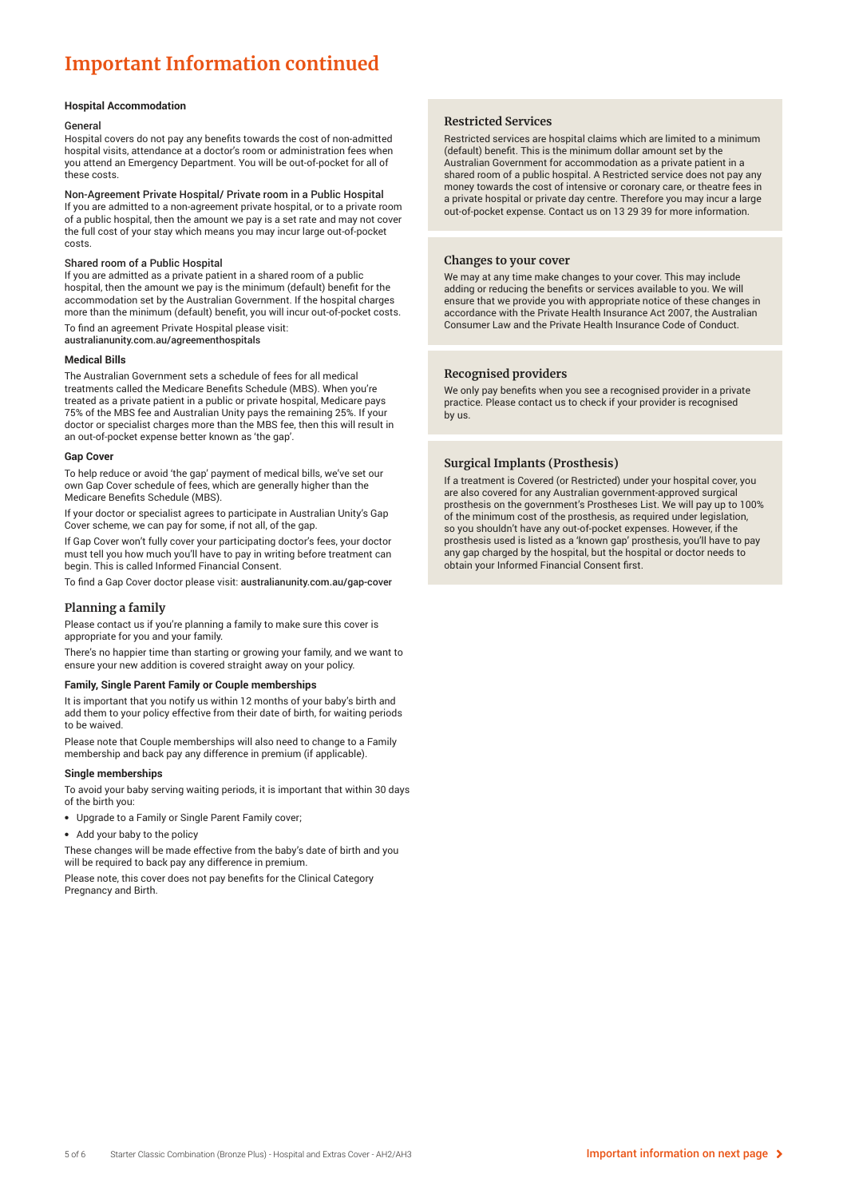# Important Information continued

### Hospital Accommodation

General

Hospital covers do not pay any benefits towards the cost of non-admitted hospital visits, attendance at a doctor's room or administration fees when you attend an Emergency Department. You will be out-of-pocket for all of these costs.

Non-Agreement Private Hospital/ Private room in a Public Hospital

If you are admitted to a non-agreement private hospital, or to a private room of a public hospital, then the amount we pay is a set rate and may not cover the full cost of your stay which means you may incur large out-of-pocket costs.

Shared room of a Public Hospital

If you are admitted as a private patient in a shared room of a public hospital, then the amount we pay is the minimum (default) benefit for the accommodation set by the Australian Government. If the hospital charges more than the minimum (default) benefit, you will incur out-of-pocket costs.

To find an agreement Private Hospital please visit: australianunity.com.au/agreementhospitals

### Medical Bills

The Australian Government sets a schedule of fees for all medical treatments called the Medicare Benefits Schedule (MBS). When you're treated as a private patient in a public or private hospital, Medicare pays 75% of the MBS fee and Australian Unity pays the remaining 25%. If your doctor or specialist charges more than the MBS fee, then this will result in an out-of-pocket expense better known as 'the gap'.

### Gap Cover

To help reduce or avoid 'the gap' payment of medical bills, we've set our own Gap Cover schedule of fees, which are generally higher than the Medicare Benefits Schedule (MBS).

If your doctor or specialist agrees to participate in Australian Unity's Gap Cover scheme, we can pay for some, if not all, of the gap.

If Gap Cover won't fully cover your participating doctor's fees, your doctor must tell you how much you'll have to pay in writing before treatment can begin. This is called Informed Financial Consent.

To find a Gap Cover doctor please visit: australianunity.com.au/gap-cover

## Planning a family

Please contact us if you're planning a family to make sure this cover is appropriate for you and your family.

There's no happier time than starting or growing your family, and we want to ensure your new addition is covered straight away on your policy.

### Family, Single Parent Family or Couple memberships

It is important that you notify us within 12 months of your baby's birth and add them to your policy effective from their date of birth, for waiting periods to be waived.

Please note that Couple memberships will also need to change to a Family membership and back pay any difference in premium (if applicable).

### Single memberships

To avoid your baby serving waiting periods, it is important that within 30 days of the birth you:

- Upgrade to a Family or Single Parent Family cover;
- Add your baby to the policy

These changes will be made effective from the baby's date of birth and you will be required to back pay any difference in premium.

Please note, this cover does not pay benefits for the Clinical Category Pregnancy and Birth.

## Restricted Services

Restricted services are hospital claims which are limited to a minimum (default) benefit. This is the minimum dollar amount set by the Australian Government for accommodation as a private patient in a shared room of a public hospital. A Restricted service does not pay any money towards the cost of intensive or coronary care, or theatre fees in a private hospital or private day centre. Therefore you may incur a large out-of-pocket expense. Contact us on 13 29 39 for more information.

## Changes to your cover

We may at any time make changes to your cover. This may include adding or reducing the benefits or services available to you. We will ensure that we provide you with appropriate notice of these changes in accordance with the Private Health Insurance Act 2007, the Australian Consumer Law and the Private Health Insurance Code of Conduct.

## Recognised providers

We only pay benefits when you see a recognised provider in a private practice. Please contact us to check if your provider is recognised by us.

## Surgical Implants (Prosthesis)

If a treatment is Covered (or Restricted) under your hospital cover, you are also covered for any Australian government-approved surgical prosthesis on the government's Prostheses List. We will pay up to 100% of the minimum cost of the prosthesis, as required under legislation, so you shouldn't have any out-of-pocket expenses. However, if the prosthesis used is listed as a 'known gap' prosthesis, you'll have to pay any gap charged by the hospital, but the hospital or doctor needs to obtain your Informed Financial Consent first.

Important information on next page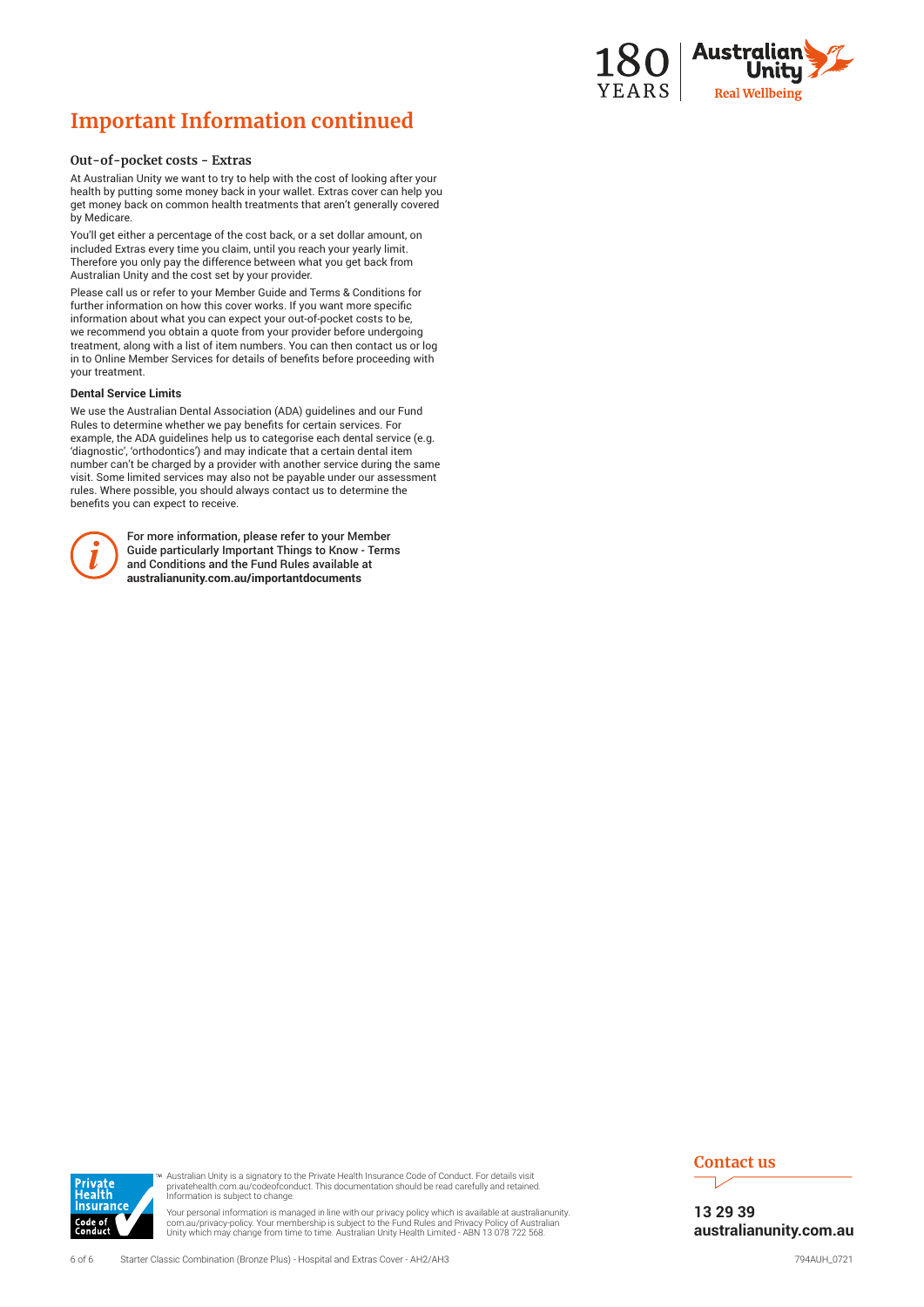# Important Information continued

### Out-of-pocket costs - Extras

At Australian Unity we want to try to help with the cost of looking after your health by putting some money back in your wallet. Extras cover can help you get money back on common health treatments that aren't generally covered by Medicare.

You'll get either a percentage of the cost back, or a set dollar amount, on included Extras every time you claim, until you reach your yearly limit. Therefore you only pay the difference between what you get back from Australian Unity and the cost set by your provider.

Please call us or refer to your Member Guide and Terms & Conditions for further information on how this cover works. If you want more specific information about what you can expect your out-of-pocket costs to be, we recommend you obtain a quote from your provider before undergoing treatment, along with a list of item numbers. You can then contact us or log in to Online Member Services for details of benefits before proceeding with your treatment.

**Dental Service Limits**

We use the Australian Dental Association (ADA) guidelines and our Fund Rules to determine whether we pay benefits for certain services. For example, the ADA guidelines help us to categorise each dental service (e.g. 'diagnostic', 'orthodontics') and may indicate that a certain dental item number can't be charged by a provider with another service during the same visit. Some limited services may also not be payable under our assessment rules. Where possible, you should always contact us to determine the benefits you can expect to receive.

For more information, please refer to your Member Guide particularly Important Things to Know - Terms and Conditions and the Fund Rules available at **australianunity.com.au/importantdocuments**

™ Australian Unity is a signatory to the Private Health Insurance Code of Conduct. For details visit privatehealth.com.au/codeofconduct. This documentation should be read carefully and retained. Information is subject to change.

Your personal information is managed in line with our privacy policy which is available at australianunity.com.au/privacy-policy. Your membership is subject to the Fund Rules and Privacy Policy of Australian Unity which may change from time to time. Australian Unity Health Limited - ABN 13 078 722 568.

## Contact us

**13 29 39**
**australianunity.com.au**